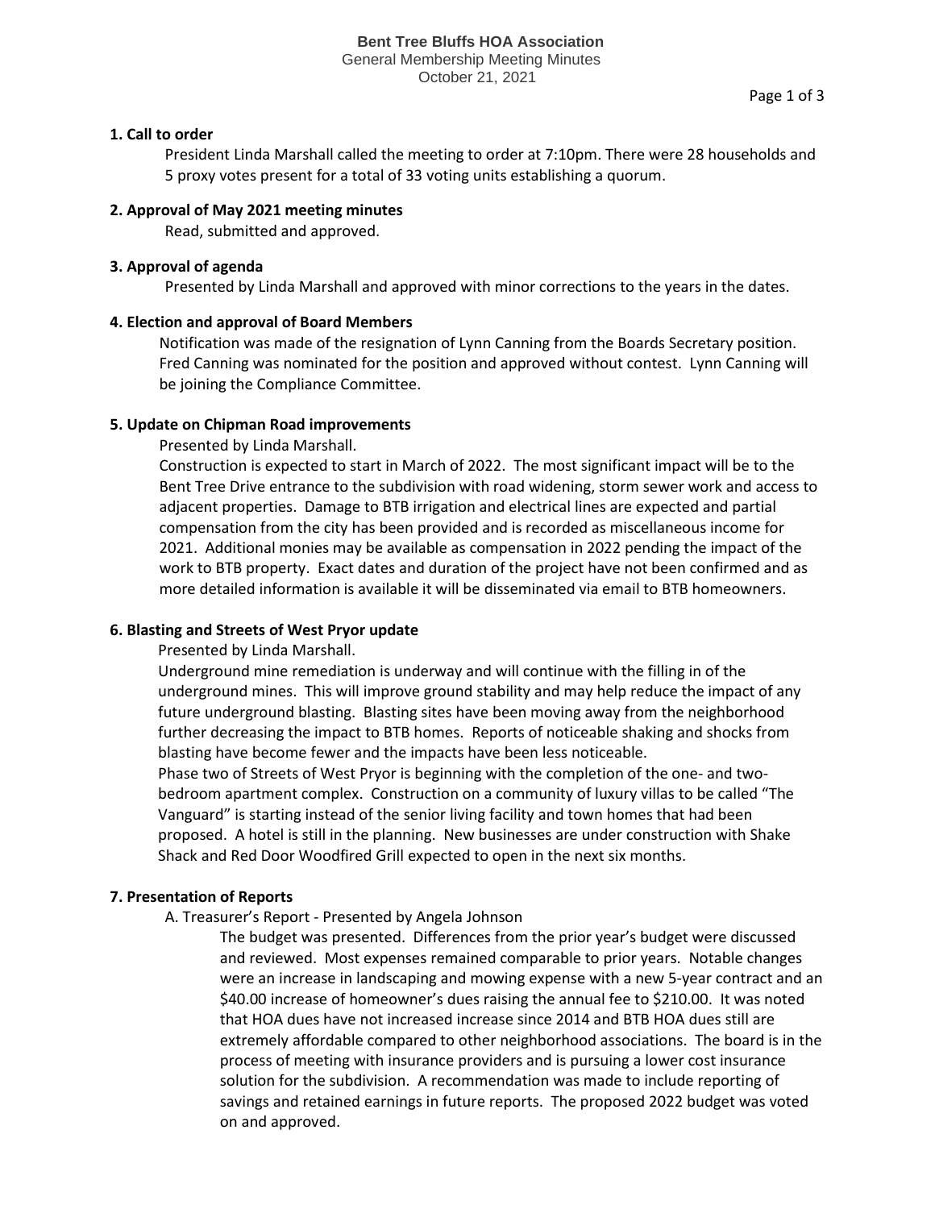**Bent Tree Bluffs HOA Association**
General Membership Meeting Minutes
October 21, 2021

### 1. Call to order

President Linda Marshall called the meeting to order at 7:10pm. There were 28 households and 5 proxy votes present for a total of 33 voting units establishing a quorum.

### 2. Approval of May 2021 meeting minutes

Read, submitted and approved.

### 3. Approval of agenda

Presented by Linda Marshall and approved with minor corrections to the years in the dates.

### 4. Election and approval of Board Members

Notification was made of the resignation of Lynn Canning from the Boards Secretary position. Fred Canning was nominated for the position and approved without contest. Lynn Canning will be joining the Compliance Committee.

### 5. Update on Chipman Road improvements

Presented by Linda Marshall.

Construction is expected to start in March of 2022. The most significant impact will be to the Bent Tree Drive entrance to the subdivision with road widening, storm sewer work and access to adjacent properties. Damage to BTB irrigation and electrical lines are expected and partial compensation from the city has been provided and is recorded as miscellaneous income for 2021. Additional monies may be available as compensation in 2022 pending the impact of the work to BTB property. Exact dates and duration of the project have not been confirmed and as more detailed information is available it will be disseminated via email to BTB homeowners.

### 6. Blasting and Streets of West Pryor update

Presented by Linda Marshall.

Underground mine remediation is underway and will continue with the filling in of the underground mines. This will improve ground stability and may help reduce the impact of any future underground blasting. Blasting sites have been moving away from the neighborhood further decreasing the impact to BTB homes. Reports of noticeable shaking and shocks from blasting have become fewer and the impacts have been less noticeable.

Phase two of Streets of West Pryor is beginning with the completion of the one- and two-bedroom apartment complex. Construction on a community of luxury villas to be called "The Vanguard" is starting instead of the senior living facility and town homes that had been proposed. A hotel is still in the planning. New businesses are under construction with Shake Shack and Red Door Woodfired Grill expected to open in the next six months.

### 7. Presentation of Reports

A. Treasurer's Report - Presented by Angela Johnson

The budget was presented. Differences from the prior year's budget were discussed and reviewed. Most expenses remained comparable to prior years. Notable changes were an increase in landscaping and mowing expense with a new 5-year contract and an $40.00 increase of homeowner's dues raising the annual fee to $210.00. It was noted that HOA dues have not increased increase since 2014 and BTB HOA dues still are extremely affordable compared to other neighborhood associations. The board is in the process of meeting with insurance providers and is pursuing a lower cost insurance solution for the subdivision. A recommendation was made to include reporting of savings and retained earnings in future reports. The proposed 2022 budget was voted on and approved.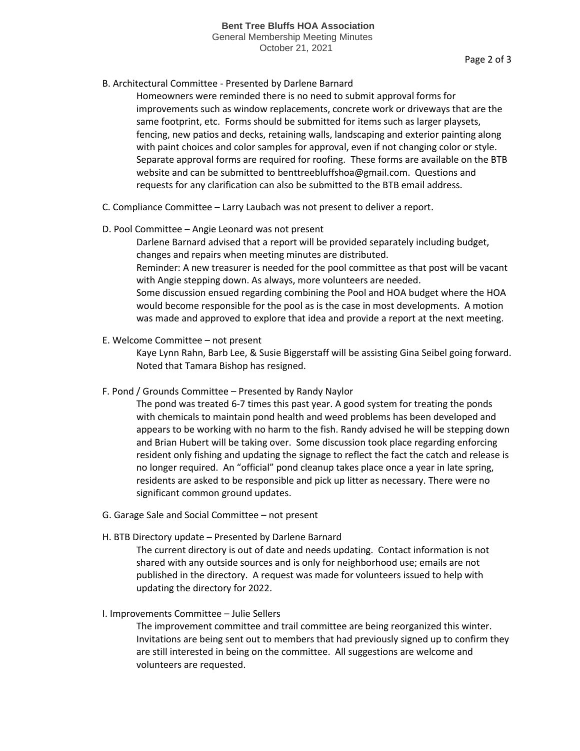B. Architectural Committee - Presented by Darlene Barnard

Homeowners were reminded there is no need to submit approval forms for improvements such as window replacements, concrete work or driveways that are the same footprint, etc. Forms should be submitted for items such as larger playsets, fencing, new patios and decks, retaining walls, landscaping and exterior painting along with paint choices and color samples for approval, even if not changing color or style. Separate approval forms are required for roofing. These forms are available on the BTB website and can be submitted to benttreebluffshoa@gmail.com. Questions and requests for any clarification can also be submitted to the BTB email address.

C. Compliance Committee – Larry Laubach was not present to deliver a report.

D. Pool Committee – Angie Leonard was not present

Darlene Barnard advised that a report will be provided separately including budget, changes and repairs when meeting minutes are distributed.

Reminder: A new treasurer is needed for the pool committee as that post will be vacant with Angie stepping down. As always, more volunteers are needed.

Some discussion ensued regarding combining the Pool and HOA budget where the HOA would become responsible for the pool as is the case in most developments. A motion was made and approved to explore that idea and provide a report at the next meeting.

E. Welcome Committee – not present

Kaye Lynn Rahn, Barb Lee, & Susie Biggerstaff will be assisting Gina Seibel going forward. Noted that Tamara Bishop has resigned.

F. Pond / Grounds Committee – Presented by Randy Naylor

The pond was treated 6-7 times this past year. A good system for treating the ponds with chemicals to maintain pond health and weed problems has been developed and appears to be working with no harm to the fish. Randy advised he will be stepping down and Brian Hubert will be taking over. Some discussion took place regarding enforcing resident only fishing and updating the signage to reflect the fact the catch and release is no longer required. An "official" pond cleanup takes place once a year in late spring, residents are asked to be responsible and pick up litter as necessary. There were no significant common ground updates.

G. Garage Sale and Social Committee – not present

H. BTB Directory update – Presented by Darlene Barnard

The current directory is out of date and needs updating. Contact information is not shared with any outside sources and is only for neighborhood use; emails are not published in the directory. A request was made for volunteers issued to help with updating the directory for 2022.

I. Improvements Committee – Julie Sellers

The improvement committee and trail committee are being reorganized this winter. Invitations are being sent out to members that had previously signed up to confirm they are still interested in being on the committee. All suggestions are welcome and volunteers are requested.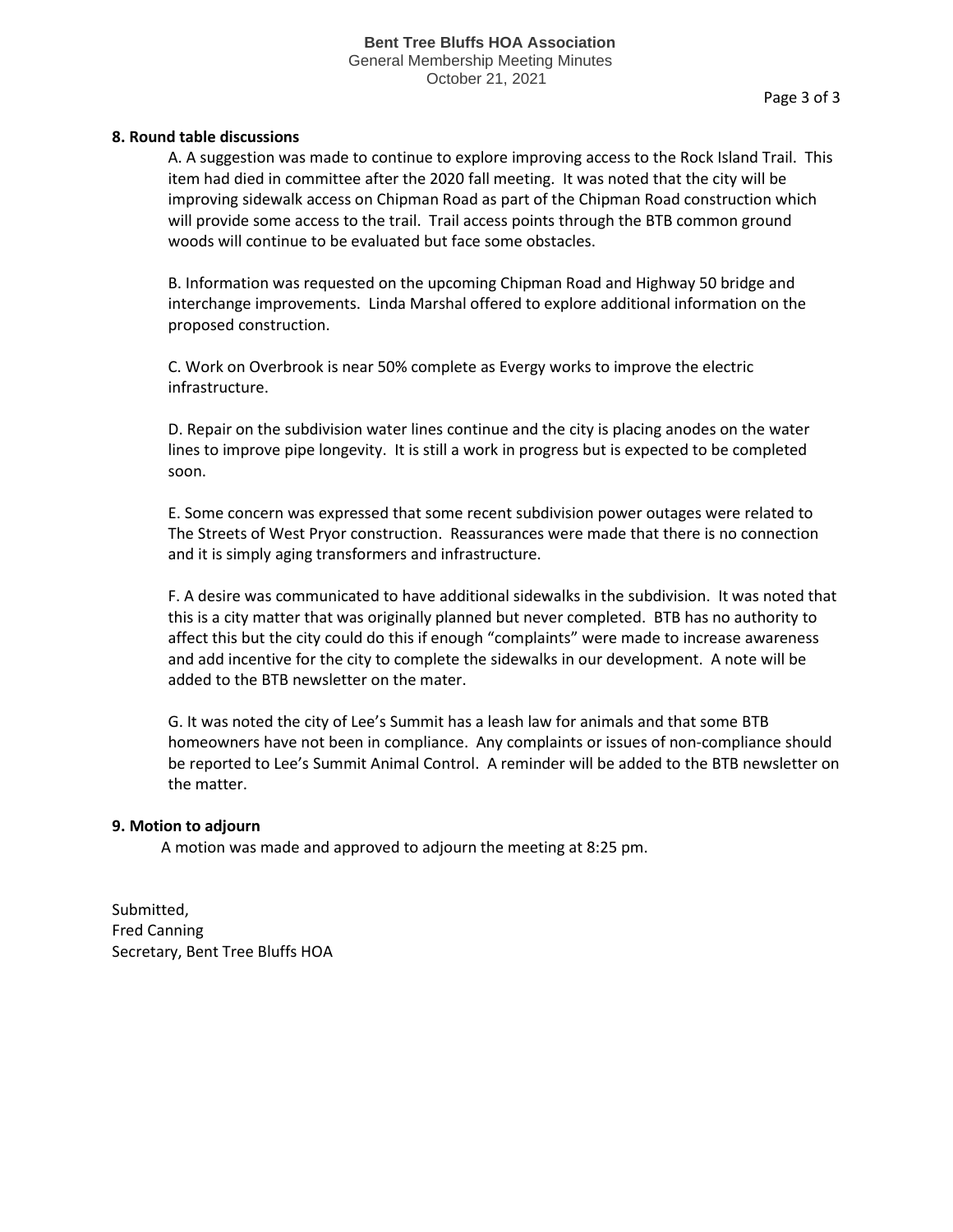**8. Round table discussions**

A. A suggestion was made to continue to explore improving access to the Rock Island Trail. This item had died in committee after the 2020 fall meeting. It was noted that the city will be improving sidewalk access on Chipman Road as part of the Chipman Road construction which will provide some access to the trail. Trail access points through the BTB common ground woods will continue to be evaluated but face some obstacles.

B. Information was requested on the upcoming Chipman Road and Highway 50 bridge and interchange improvements. Linda Marshal offered to explore additional information on the proposed construction.

C. Work on Overbrook is near 50% complete as Evergy works to improve the electric infrastructure.

D. Repair on the subdivision water lines continue and the city is placing anodes on the water lines to improve pipe longevity. It is still a work in progress but is expected to be completed soon.

E. Some concern was expressed that some recent subdivision power outages were related to The Streets of West Pryor construction. Reassurances were made that there is no connection and it is simply aging transformers and infrastructure.

F. A desire was communicated to have additional sidewalks in the subdivision. It was noted that this is a city matter that was originally planned but never completed. BTB has no authority to affect this but the city could do this if enough “complaints” were made to increase awareness and add incentive for the city to complete the sidewalks in our development. A note will be added to the BTB newsletter on the mater.

G. It was noted the city of Lee’s Summit has a leash law for animals and that some BTB homeowners have not been in compliance. Any complaints or issues of non-compliance should be reported to Lee’s Summit Animal Control. A reminder will be added to the BTB newsletter on the matter.

**9. Motion to adjourn**

A motion was made and approved to adjourn the meeting at 8:25 pm.

Submitted,
Fred Canning
Secretary, Bent Tree Bluffs HOA